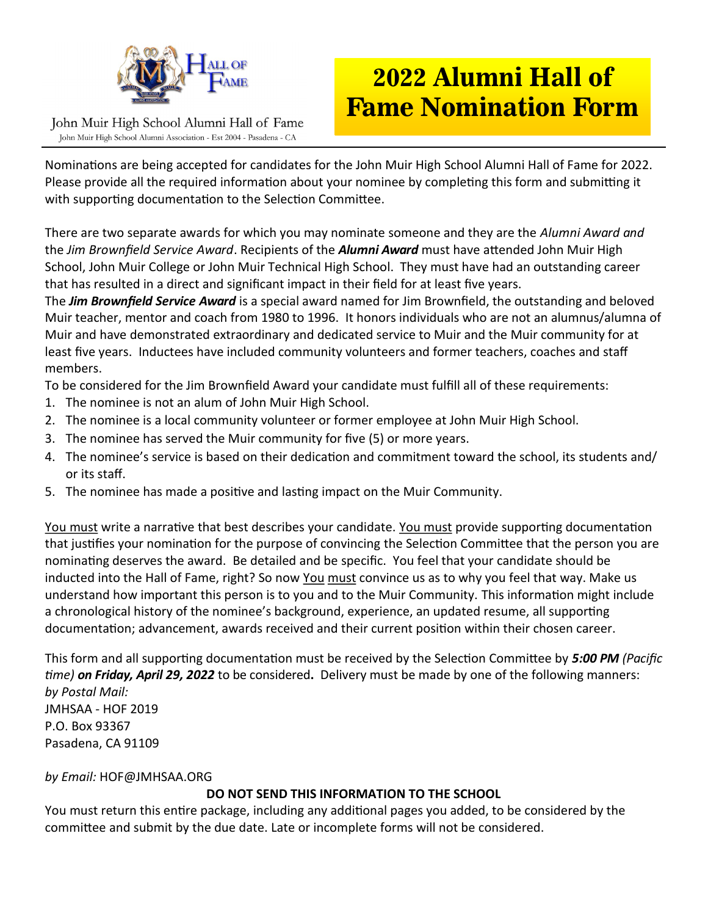John Muir High School Alumni Hall of Fame

John Muir High School Alumni Association - Est 2004 - Pasadena - CA

# 2022 Alumni Hall of Fame Nomination Form

Nominations are being accepted for candidates for the John Muir High School Alumni Hall of Fame for 2022. Please provide all the required information about your nominee by completing this form and submitting it with supporting documentation to the Selection Committee.

There are two separate awards for which you may nominate someone and they are the *Alumni Award and* the *Jim Brownfield Service Award*. Recipients of the ***Alumni Award*** must have attended John Muir High School, John Muir College or John Muir Technical High School. They must have had an outstanding career that has resulted in a direct and significant impact in their field for at least five years.

The ***Jim Brownfield Service Award*** is a special award named for Jim Brownfield, the outstanding and beloved Muir teacher, mentor and coach from 1980 to 1996. It honors individuals who are not an alumnus/alumna of Muir and have demonstrated extraordinary and dedicated service to Muir and the Muir community for at least five years. Inductees have included community volunteers and former teachers, coaches and staff members.

To be considered for the Jim Brownfield Award your candidate must fulfill all of these requirements:

1. The nominee is not an alum of John Muir High School.
2. The nominee is a local community volunteer or former employee at John Muir High School.
3. The nominee has served the Muir community for five (5) or more years.
4. The nominee's service is based on their dedication and commitment toward the school, its students and/or its staff.
5. The nominee has made a positive and lasting impact on the Muir Community.

<u>You must</u> write a narrative that best describes your candidate. <u>You must</u> provide supporting documentation that justifies your nomination for the purpose of convincing the Selection Committee that the person you are nominating deserves the award. Be detailed and be specific. You feel that your candidate should be inducted into the Hall of Fame, right? So now <u>You must</u> convince us as to why you feel that way. Make us understand how important this person is to you and to the Muir Community. This information might include a chronological history of the nominee's background, experience, an updated resume, all supporting documentation; advancement, awards received and their current position within their chosen career.

This form and all supporting documentation must be received by the Selection Committee by ***5:00 PM*** *(Pacific time)* ***on Friday, April 29, 2022*** to be considered**.** Delivery must be made by one of the following manners:

*by Postal Mail:*
JMHSAA - HOF 2019
P.O. Box 93367
Pasadena, CA 91109

*by Email:* HOF@JMHSAA.ORG

**DO NOT SEND THIS INFORMATION TO THE SCHOOL**

You must return this entire package, including any additional pages you added, to be considered by the committee and submit by the due date. Late or incomplete forms will not be considered.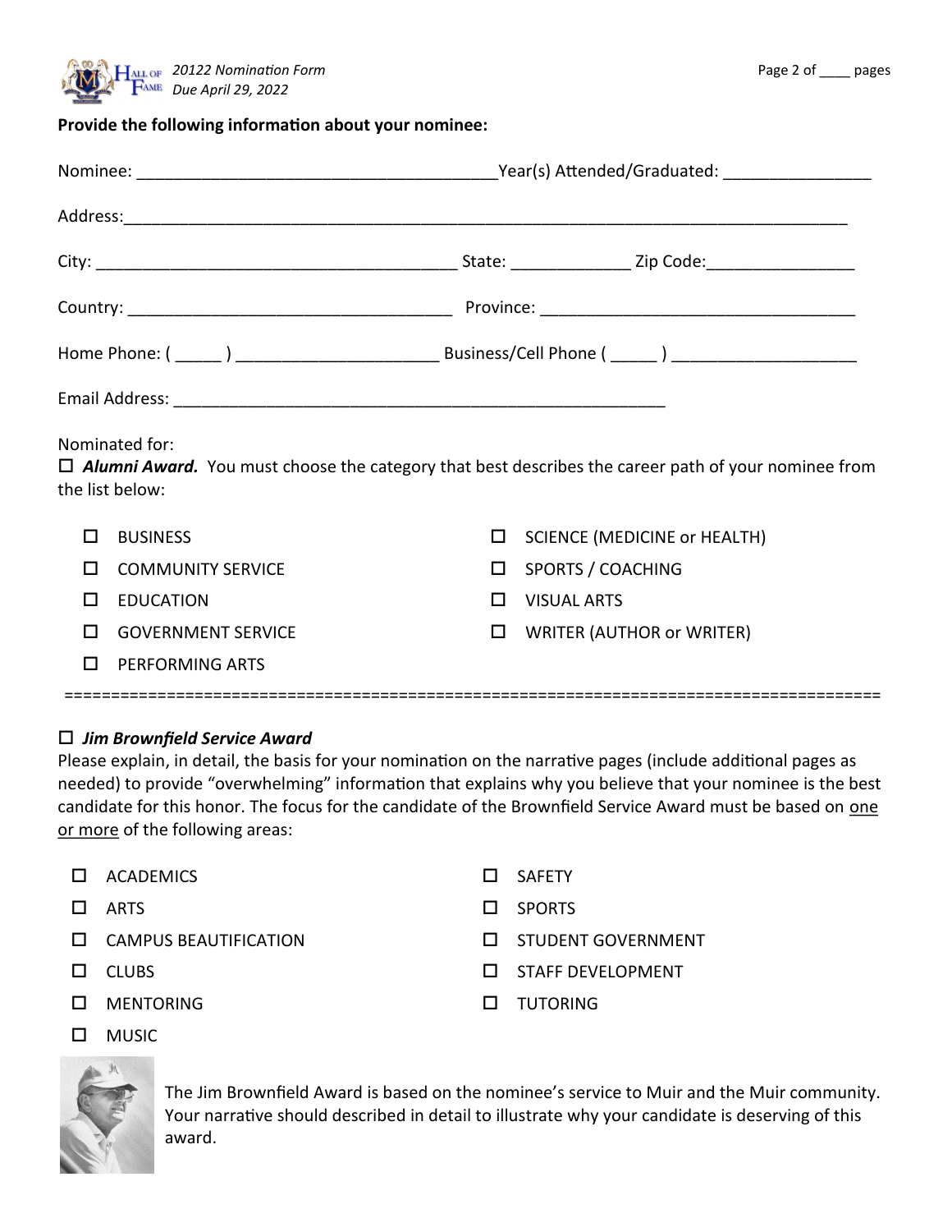**Provide the following information about your nominee:**

Nominee: ______________________________________Year(s) Attended/Graduated: _______________

Address:___________________________________________________________________________

City: _______________________________________ State: ____________ Zip Code:_______________

Country: __________________________________ Province: __________________________________

Home Phone: ( _____ ) ____________________ Business/Cell Phone ( _____ ) ___________________

Email Address: ___________________________________________________

Nominated for:

☐ ***Alumni Award.*** You must choose the category that best describes the career path of your nominee from the list below:

- ☐ BUSINESS
- ☐ COMMUNITY SERVICE
- ☐ EDUCATION
- ☐ GOVERNMENT SERVICE
- ☐ PERFORMING ARTS
- ☐ SCIENCE (MEDICINE or HEALTH)
- ☐ SPORTS / COACHING
- ☐ VISUAL ARTS
- ☐ WRITER (AUTHOR or WRITER)

==========================================================================================

☐ ***Jim Brownfield Service Award***

Please explain, in detail, the basis for your nomination on the narrative pages (include additional pages as needed) to provide "overwhelming" information that explains why you believe that your nominee is the best candidate for this honor. The focus for the candidate of the Brownfield Service Award must be based on <u>one or more</u> of the following areas:

- ☐ ACADEMICS
- ☐ ARTS
- ☐ CAMPUS BEAUTIFICATION
- ☐ CLUBS
- ☐ MENTORING
- ☐ MUSIC
- ☐ SAFETY
- ☐ SPORTS
- ☐ STUDENT GOVERNMENT
- ☐ STAFF DEVELOPMENT
- ☐ TUTORING

The Jim Brownfield Award is based on the nominee's service to Muir and the Muir community. Your narrative should described in detail to illustrate why your candidate is deserving of this award.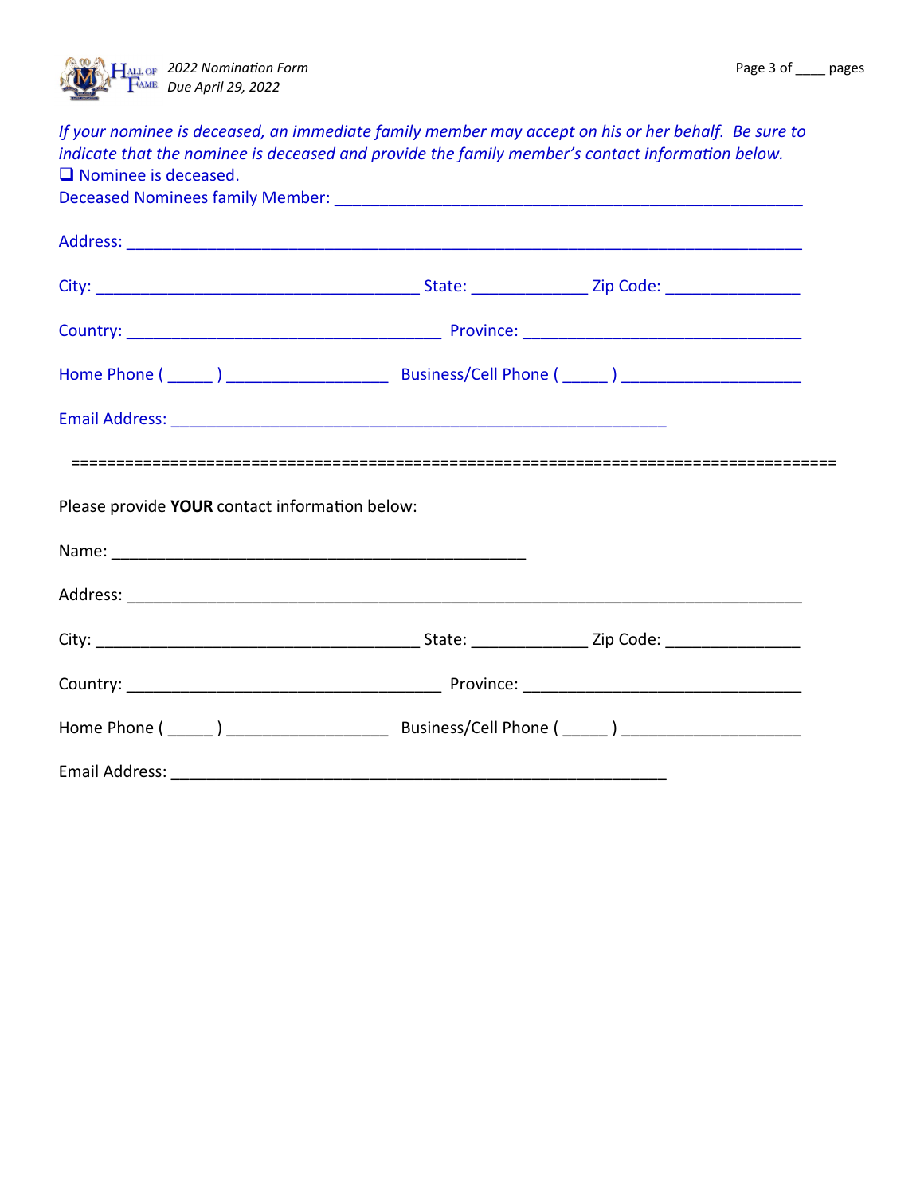*If your nominee is deceased, an immediate family member may accept on his or her behalf. Be sure to indicate that the nominee is deceased and provide the family member's contact information below.*

❑ Nominee is deceased.

Deceased Nominees family Member: ____________________________________________________

Address: _______________________________________________________________________

City: ____________________________________ State: _____________ Zip Code: _______________

Country: ____________________________________ Province: ________________________________

Home Phone ( _____ ) __________________ Business/Cell Phone ( _____ ) ____________________

Email Address: ________________________________________________________

=====================================================================================

Please provide **YOUR** contact information below:

Name: _______________________________________________

Address: _______________________________________________________________________

City: ____________________________________ State: _____________ Zip Code: _______________

Country: ____________________________________ Province: ________________________________

Home Phone ( _____ ) __________________ Business/Cell Phone ( _____ ) ____________________

Email Address: ________________________________________________________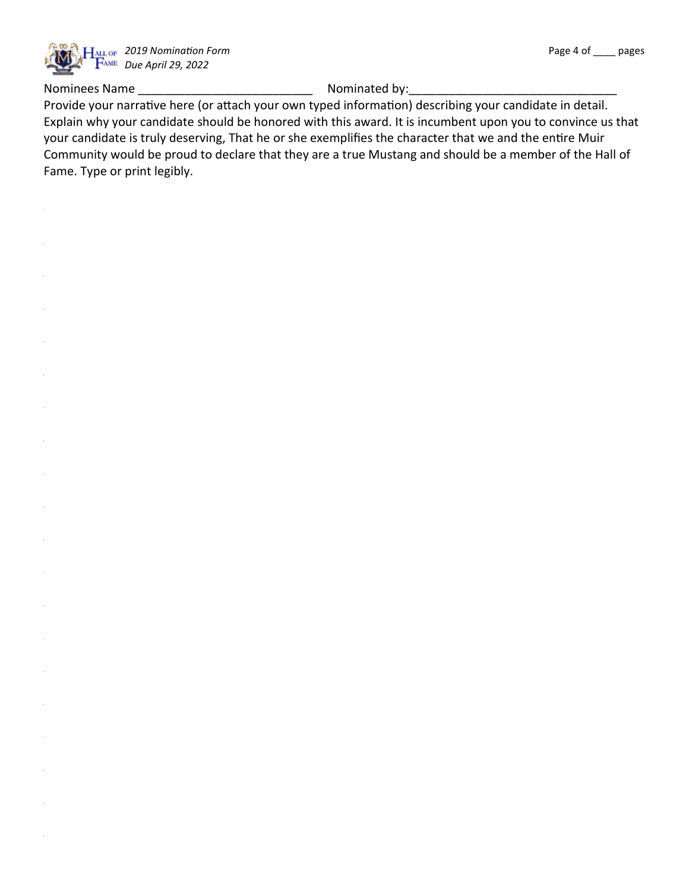Nominees Name ___________________________ Nominated by:________________________________

Provide your narrative here (or attach your own typed information) describing your candidate in detail. Explain why your candidate should be honored with this award. It is incumbent upon you to convince us that your candidate is truly deserving, That he or she exemplifies the character that we and the entire Muir Community would be proud to declare that they are a true Mustang and should be a member of the Hall of Fame. Type or print legibly.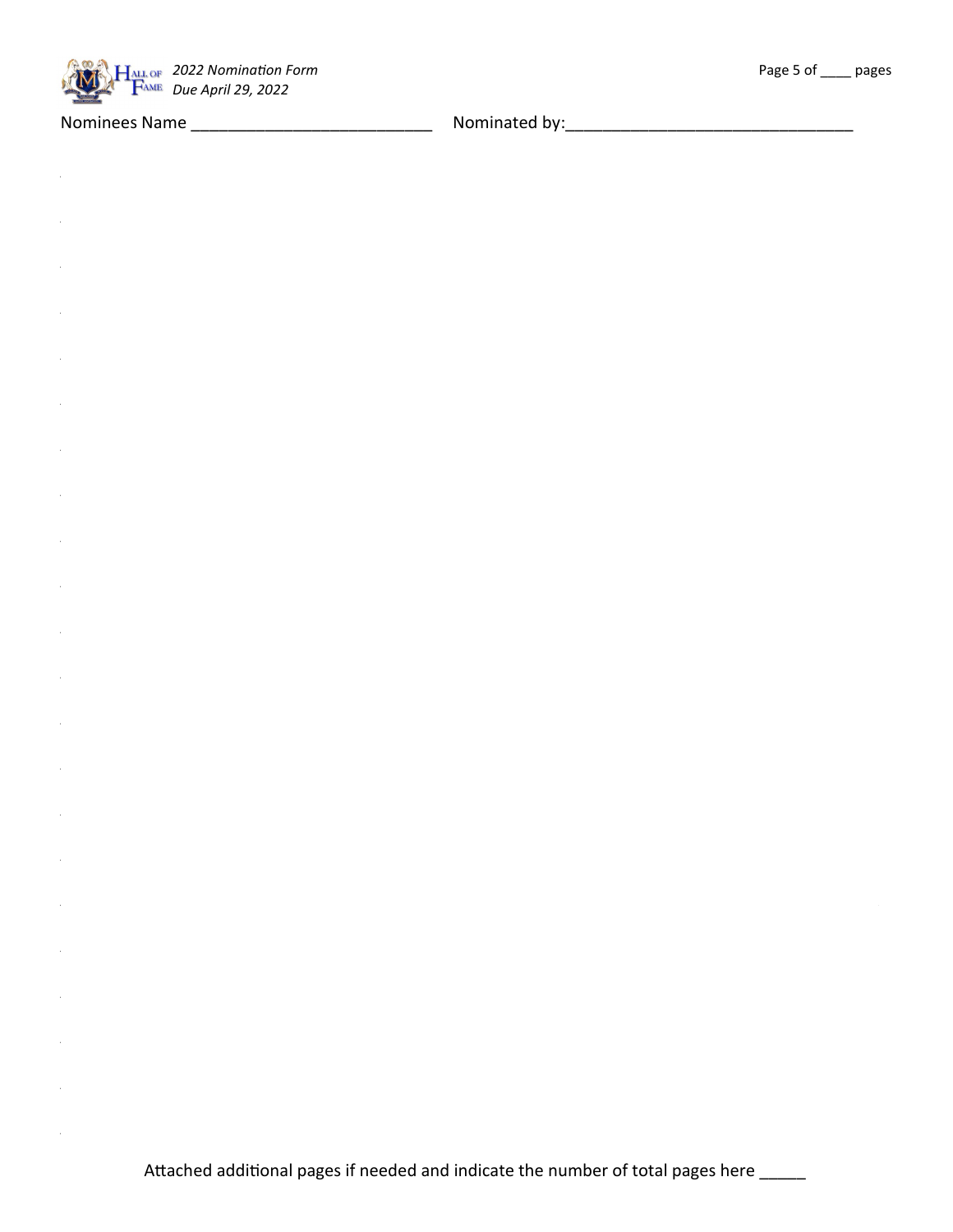Nominees Name ___________________________ Nominated by:________________________________

Attached additional pages if needed and indicate the number of total pages here _____